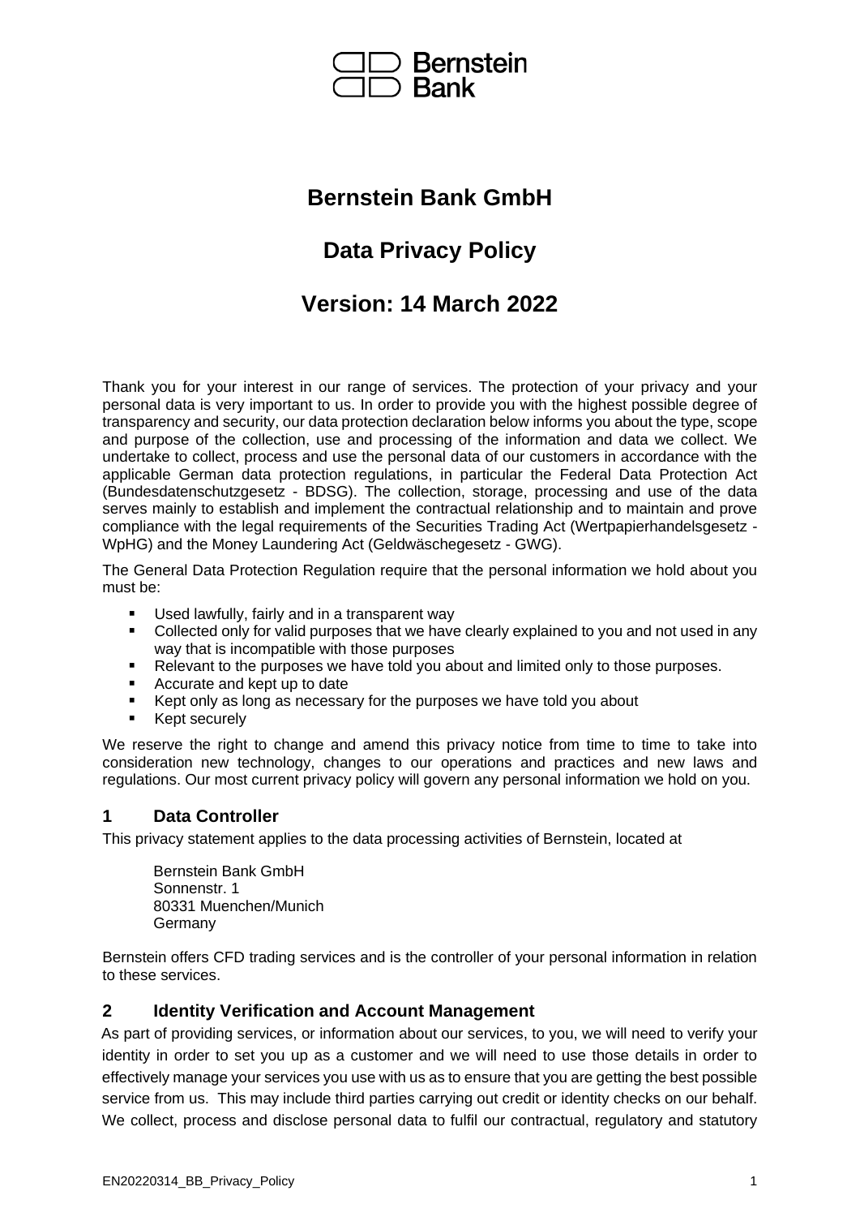Bernstein Bank

# Bernstein Bank GmbH

# Data Privacy Policy

# Version: 14 March 2022

Thank you for your interest in our range of services. The protection of your privacy and your personal data is very important to us. In order to provide you with the highest possible degree of transparency and security, our data protection declaration below informs you about the type, scope and purpose of the collection, use and processing of the information and data we collect. We undertake to collect, process and use the personal data of our customers in accordance with the applicable German data protection regulations, in particular the Federal Data Protection Act (Bundesdatenschutzgesetz - BDSG). The collection, storage, processing and use of the data serves mainly to establish and implement the contractual relationship and to maintain and prove compliance with the legal requirements of the Securities Trading Act (Wertpapierhandelsgesetz - WpHG) and the Money Laundering Act (Geldwäschegesetz - GWG).

The General Data Protection Regulation require that the personal information we hold about you must be:

- Used lawfully, fairly and in a transparent way
- Collected only for valid purposes that we have clearly explained to you and not used in any way that is incompatible with those purposes
- Relevant to the purposes we have told you about and limited only to those purposes.
- Accurate and kept up to date
- Kept only as long as necessary for the purposes we have told you about
- Kept securely

We reserve the right to change and amend this privacy notice from time to time to take into consideration new technology, changes to our operations and practices and new laws and regulations. Our most current privacy policy will govern any personal information we hold on you.

## 1 Data Controller

This privacy statement applies to the data processing activities of Bernstein, located at

Bernstein Bank GmbH
Sonnenstr. 1
80331 Muenchen/Munich
Germany

Bernstein offers CFD trading services and is the controller of your personal information in relation to these services.

## 2 Identity Verification and Account Management

As part of providing services, or information about our services, to you, we will need to verify your identity in order to set you up as a customer and we will need to use those details in order to effectively manage your services you use with us as to ensure that you are getting the best possible service from us. This may include third parties carrying out credit or identity checks on our behalf. We collect, process and disclose personal data to fulfil our contractual, regulatory and statutory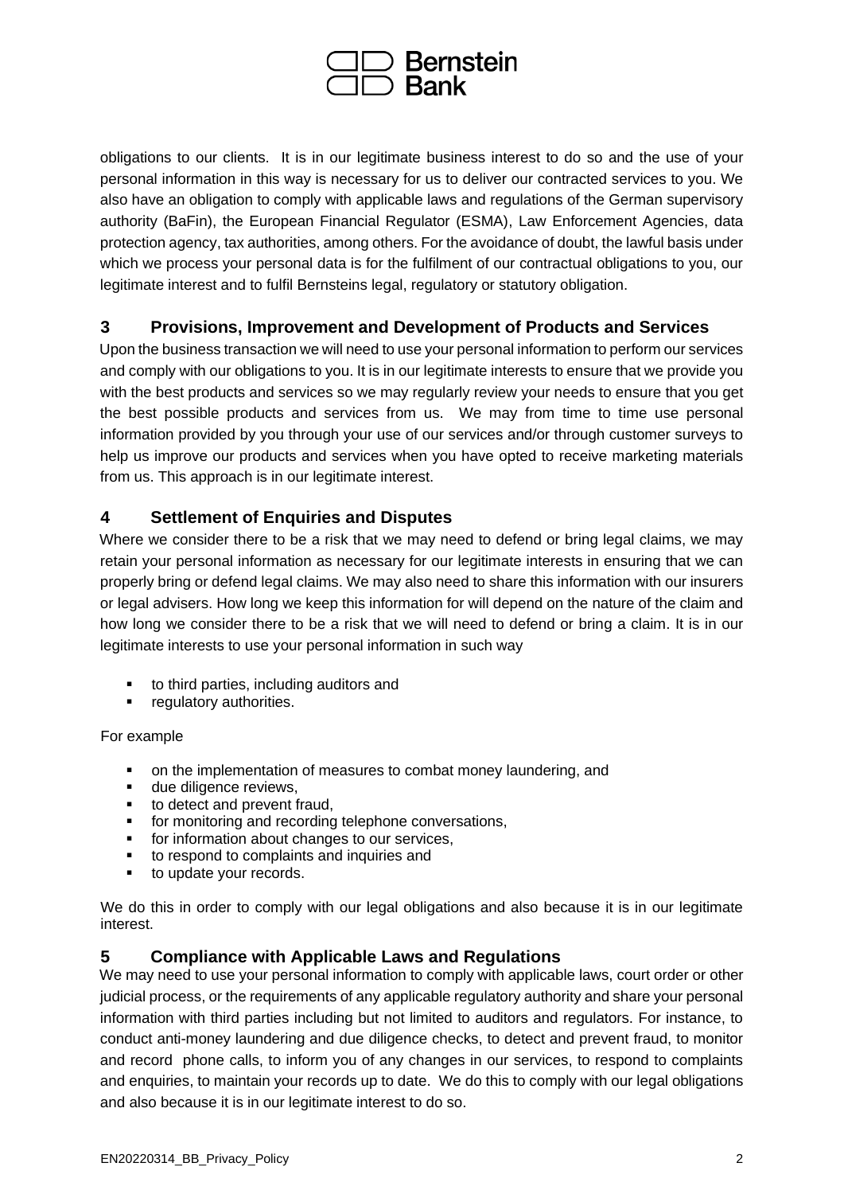obligations to our clients. It is in our legitimate business interest to do so and the use of your personal information in this way is necessary for us to deliver our contracted services to you. We also have an obligation to comply with applicable laws and regulations of the German supervisory authority (BaFin), the European Financial Regulator (ESMA), Law Enforcement Agencies, data protection agency, tax authorities, among others. For the avoidance of doubt, the lawful basis under which we process your personal data is for the fulfilment of our contractual obligations to you, our legitimate interest and to fulfil Bernsteins legal, regulatory or statutory obligation.

## 3 Provisions, Improvement and Development of Products and Services

Upon the business transaction we will need to use your personal information to perform our services and comply with our obligations to you. It is in our legitimate interests to ensure that we provide you with the best products and services so we may regularly review your needs to ensure that you get the best possible products and services from us. We may from time to time use personal information provided by you through your use of our services and/or through customer surveys to help us improve our products and services when you have opted to receive marketing materials from us. This approach is in our legitimate interest.

## 4 Settlement of Enquiries and Disputes

Where we consider there to be a risk that we may need to defend or bring legal claims, we may retain your personal information as necessary for our legitimate interests in ensuring that we can properly bring or defend legal claims. We may also need to share this information with our insurers or legal advisers. How long we keep this information for will depend on the nature of the claim and how long we consider there to be a risk that we will need to defend or bring a claim. It is in our legitimate interests to use your personal information in such way

- to third parties, including auditors and
- regulatory authorities.

For example

- on the implementation of measures to combat money laundering, and
- due diligence reviews,
- to detect and prevent fraud,
- for monitoring and recording telephone conversations,
- for information about changes to our services,
- to respond to complaints and inquiries and
- to update your records.

We do this in order to comply with our legal obligations and also because it is in our legitimate interest.

## 5 Compliance with Applicable Laws and Regulations

We may need to use your personal information to comply with applicable laws, court order or other judicial process, or the requirements of any applicable regulatory authority and share your personal information with third parties including but not limited to auditors and regulators. For instance, to conduct anti-money laundering and due diligence checks, to detect and prevent fraud, to monitor and record phone calls, to inform you of any changes in our services, to respond to complaints and enquiries, to maintain your records up to date. We do this to comply with our legal obligations and also because it is in our legitimate interest to do so.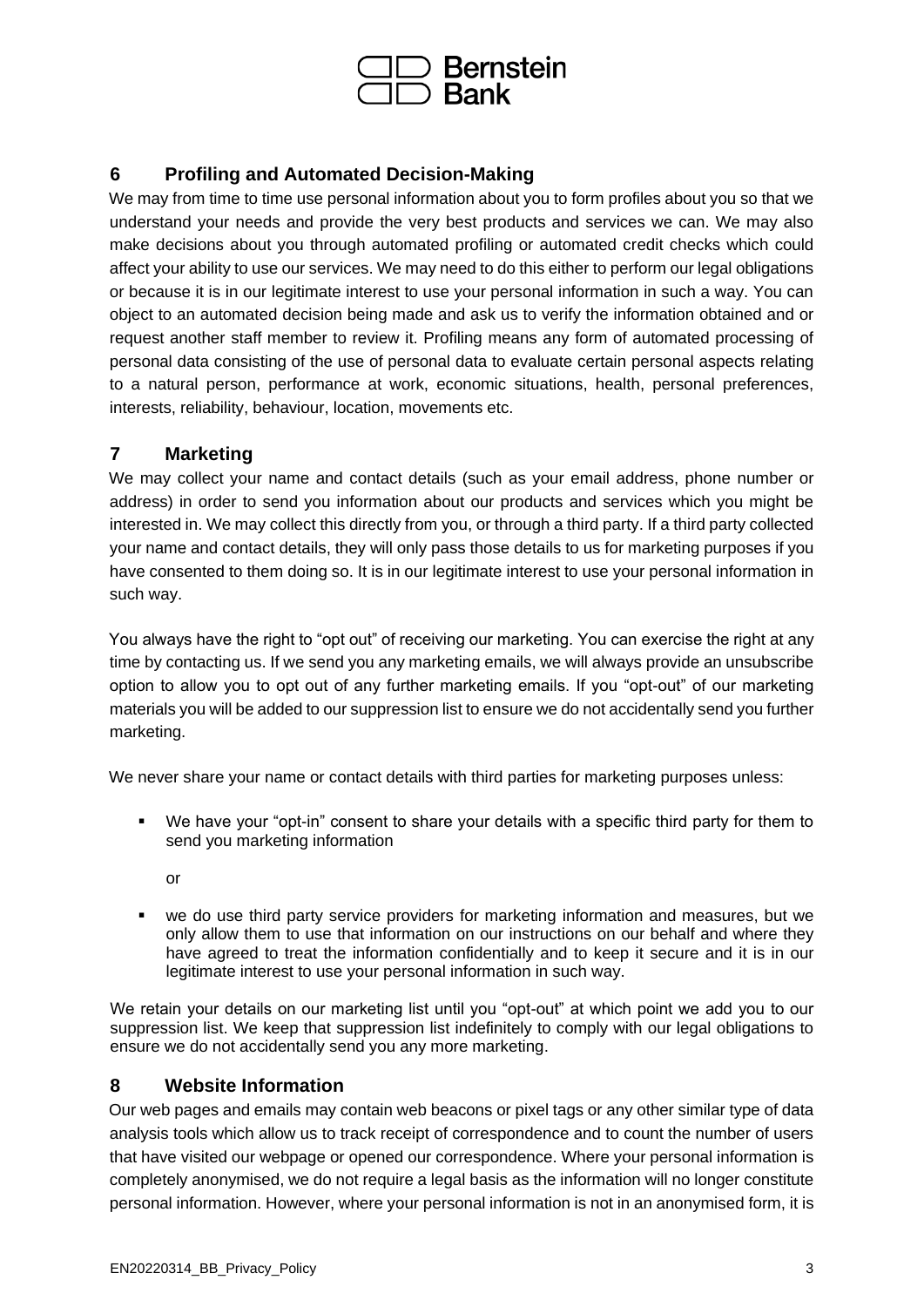## 6 Profiling and Automated Decision-Making

We may from time to time use personal information about you to form profiles about you so that we understand your needs and provide the very best products and services we can. We may also make decisions about you through automated profiling or automated credit checks which could affect your ability to use our services. We may need to do this either to perform our legal obligations or because it is in our legitimate interest to use your personal information in such a way. You can object to an automated decision being made and ask us to verify the information obtained and or request another staff member to review it. Profiling means any form of automated processing of personal data consisting of the use of personal data to evaluate certain personal aspects relating to a natural person, performance at work, economic situations, health, personal preferences, interests, reliability, behaviour, location, movements etc.

## 7 Marketing

We may collect your name and contact details (such as your email address, phone number or address) in order to send you information about our products and services which you might be interested in. We may collect this directly from you, or through a third party. If a third party collected your name and contact details, they will only pass those details to us for marketing purposes if you have consented to them doing so. It is in our legitimate interest to use your personal information in such way.

You always have the right to "opt out" of receiving our marketing. You can exercise the right at any time by contacting us. If we send you any marketing emails, we will always provide an unsubscribe option to allow you to opt out of any further marketing emails. If you "opt-out" of our marketing materials you will be added to our suppression list to ensure we do not accidentally send you further marketing.

We never share your name or contact details with third parties for marketing purposes unless:

- We have your "opt-in" consent to share your details with a specific third party for them to send you marketing information

  or

- we do use third party service providers for marketing information and measures, but we only allow them to use that information on our instructions on our behalf and where they have agreed to treat the information confidentially and to keep it secure and it is in our legitimate interest to use your personal information in such way.

We retain your details on our marketing list until you "opt-out" at which point we add you to our suppression list. We keep that suppression list indefinitely to comply with our legal obligations to ensure we do not accidentally send you any more marketing.

## 8 Website Information

Our web pages and emails may contain web beacons or pixel tags or any other similar type of data analysis tools which allow us to track receipt of correspondence and to count the number of users that have visited our webpage or opened our correspondence. Where your personal information is completely anonymised, we do not require a legal basis as the information will no longer constitute personal information. However, where your personal information is not in an anonymised form, it is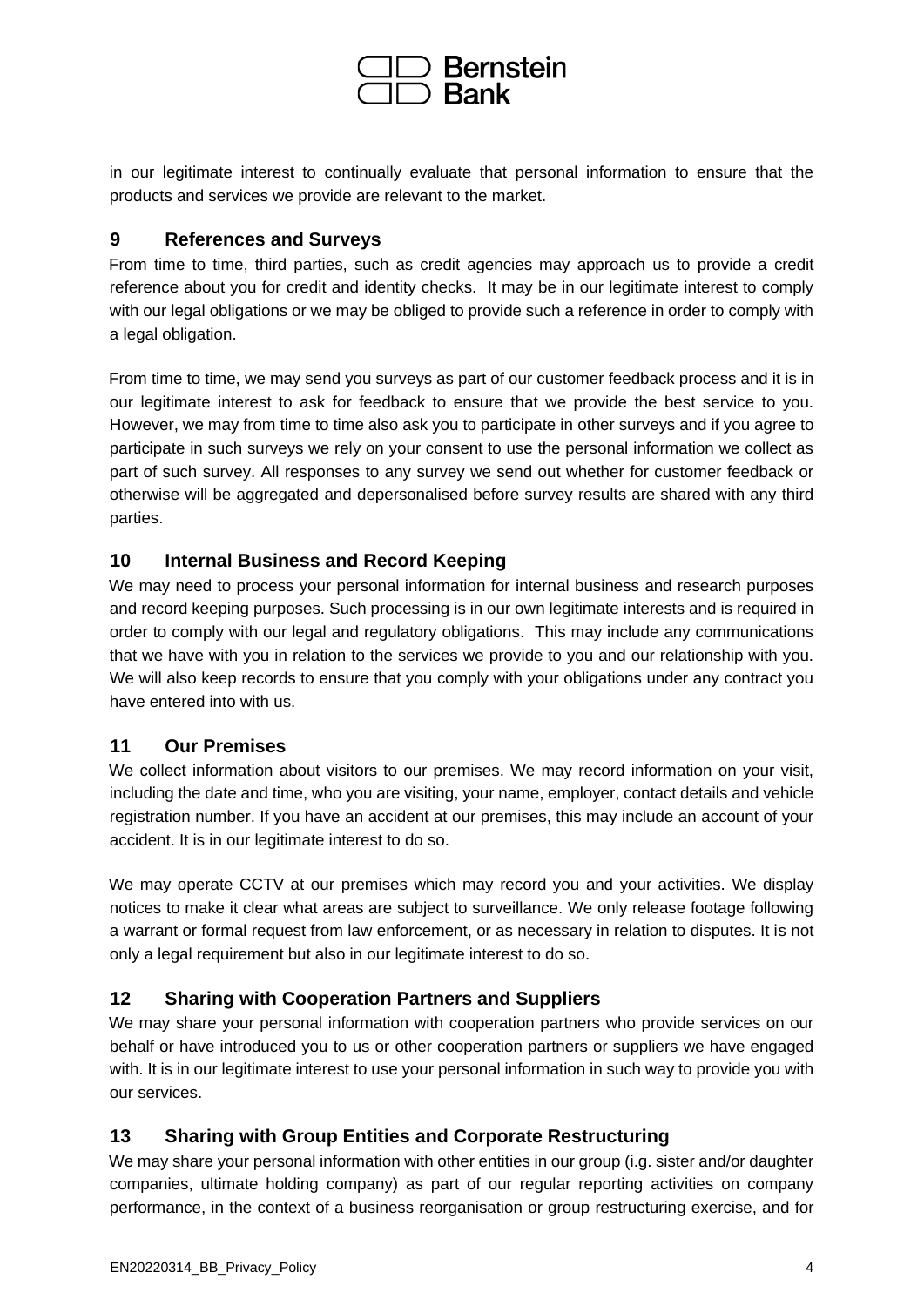in our legitimate interest to continually evaluate that personal information to ensure that the products and services we provide are relevant to the market.

## 9 References and Surveys

From time to time, third parties, such as credit agencies may approach us to provide a credit reference about you for credit and identity checks. It may be in our legitimate interest to comply with our legal obligations or we may be obliged to provide such a reference in order to comply with a legal obligation.

From time to time, we may send you surveys as part of our customer feedback process and it is in our legitimate interest to ask for feedback to ensure that we provide the best service to you. However, we may from time to time also ask you to participate in other surveys and if you agree to participate in such surveys we rely on your consent to use the personal information we collect as part of such survey. All responses to any survey we send out whether for customer feedback or otherwise will be aggregated and depersonalised before survey results are shared with any third parties.

## 10 Internal Business and Record Keeping

We may need to process your personal information for internal business and research purposes and record keeping purposes. Such processing is in our own legitimate interests and is required in order to comply with our legal and regulatory obligations. This may include any communications that we have with you in relation to the services we provide to you and our relationship with you. We will also keep records to ensure that you comply with your obligations under any contract you have entered into with us.

## 11 Our Premises

We collect information about visitors to our premises. We may record information on your visit, including the date and time, who you are visiting, your name, employer, contact details and vehicle registration number. If you have an accident at our premises, this may include an account of your accident. It is in our legitimate interest to do so.

We may operate CCTV at our premises which may record you and your activities. We display notices to make it clear what areas are subject to surveillance. We only release footage following a warrant or formal request from law enforcement, or as necessary in relation to disputes. It is not only a legal requirement but also in our legitimate interest to do so.

## 12 Sharing with Cooperation Partners and Suppliers

We may share your personal information with cooperation partners who provide services on our behalf or have introduced you to us or other cooperation partners or suppliers we have engaged with. It is in our legitimate interest to use your personal information in such way to provide you with our services.

## 13 Sharing with Group Entities and Corporate Restructuring

We may share your personal information with other entities in our group (i.e. sister and/or daughter companies, ultimate holding company) as part of our regular reporting activities on company performance, in the context of a business reorganisation or group restructuring exercise, and for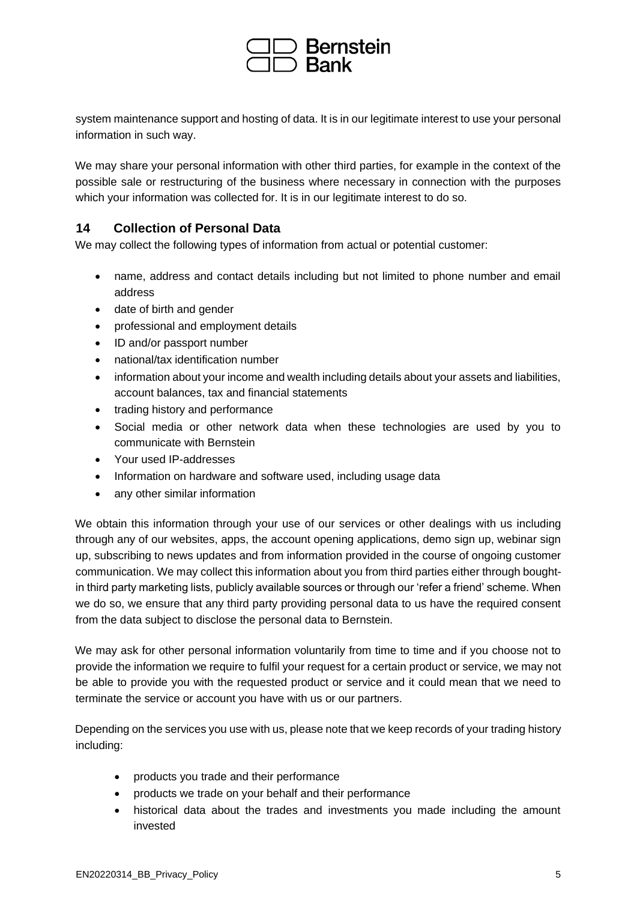system maintenance support and hosting of data. It is in our legitimate interest to use your personal information in such way.

We may share your personal information with other third parties, for example in the context of the possible sale or restructuring of the business where necessary in connection with the purposes which your information was collected for. It is in our legitimate interest to do so.

## 14 Collection of Personal Data

We may collect the following types of information from actual or potential customer:

- name, address and contact details including but not limited to phone number and email address
- date of birth and gender
- professional and employment details
- ID and/or passport number
- national/tax identification number
- information about your income and wealth including details about your assets and liabilities, account balances, tax and financial statements
- trading history and performance
- Social media or other network data when these technologies are used by you to communicate with Bernstein
- Your used IP-addresses
- Information on hardware and software used, including usage data
- any other similar information

We obtain this information through your use of our services or other dealings with us including through any of our websites, apps, the account opening applications, demo sign up, webinar sign up, subscribing to news updates and from information provided in the course of ongoing customer communication. We may collect this information about you from third parties either through bought-in third party marketing lists, publicly available sources or through our 'refer a friend' scheme. When we do so, we ensure that any third party providing personal data to us have the required consent from the data subject to disclose the personal data to Bernstein.

We may ask for other personal information voluntarily from time to time and if you choose not to provide the information we require to fulfil your request for a certain product or service, we may not be able to provide you with the requested product or service and it could mean that we need to terminate the service or account you have with us or our partners.

Depending on the services you use with us, please note that we keep records of your trading history including:

- products you trade and their performance
- products we trade on your behalf and their performance
- historical data about the trades and investments you made including the amount invested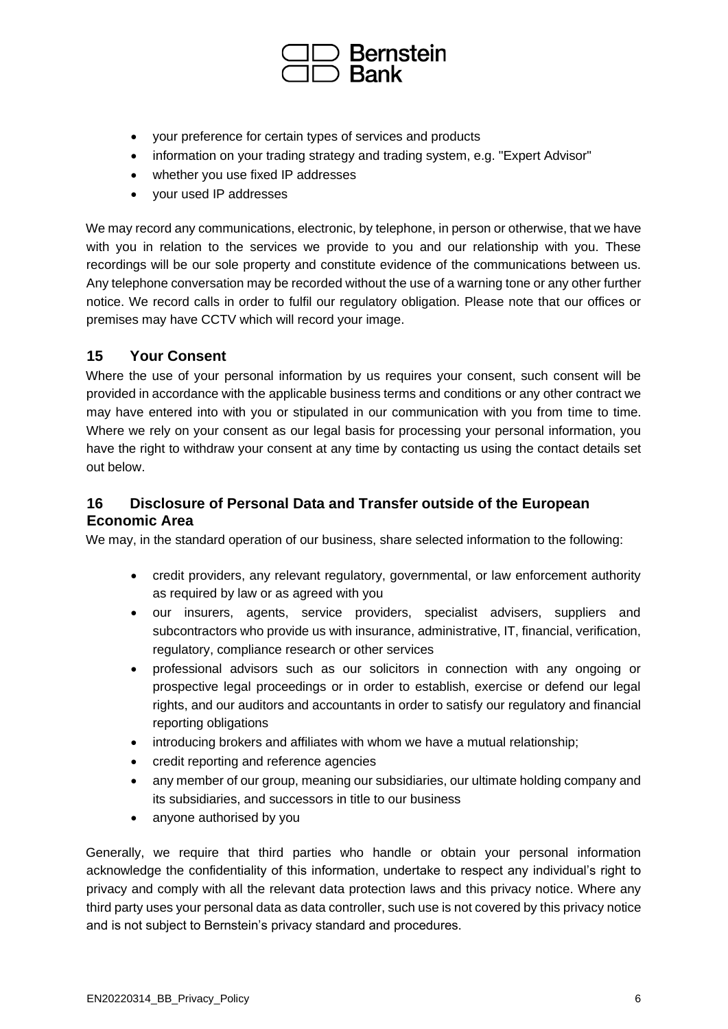- your preference for certain types of services and products
- information on your trading strategy and trading system, e.g. "Expert Advisor"
- whether you use fixed IP addresses
- your used IP addresses

We may record any communications, electronic, by telephone, in person or otherwise, that we have with you in relation to the services we provide to you and our relationship with you. These recordings will be our sole property and constitute evidence of the communications between us. Any telephone conversation may be recorded without the use of a warning tone or any other further notice. We record calls in order to fulfil our regulatory obligation. Please note that our offices or premises may have CCTV which will record your image.

## 15 Your Consent

Where the use of your personal information by us requires your consent, such consent will be provided in accordance with the applicable business terms and conditions or any other contract we may have entered into with you or stipulated in our communication with you from time to time. Where we rely on your consent as our legal basis for processing your personal information, you have the right to withdraw your consent at any time by contacting us using the contact details set out below.

## 16 Disclosure of Personal Data and Transfer outside of the European Economic Area

We may, in the standard operation of our business, share selected information to the following:

- credit providers, any relevant regulatory, governmental, or law enforcement authority as required by law or as agreed with you
- our insurers, agents, service providers, specialist advisers, suppliers and subcontractors who provide us with insurance, administrative, IT, financial, verification, regulatory, compliance research or other services
- professional advisors such as our solicitors in connection with any ongoing or prospective legal proceedings or in order to establish, exercise or defend our legal rights, and our auditors and accountants in order to satisfy our regulatory and financial reporting obligations
- introducing brokers and affiliates with whom we have a mutual relationship;
- credit reporting and reference agencies
- any member of our group, meaning our subsidiaries, our ultimate holding company and its subsidiaries, and successors in title to our business
- anyone authorised by you

Generally, we require that third parties who handle or obtain your personal information acknowledge the confidentiality of this information, undertake to respect any individual's right to privacy and comply with all the relevant data protection laws and this privacy notice. Where any third party uses your personal data as data controller, such use is not covered by this privacy notice and is not subject to Bernstein's privacy standard and procedures.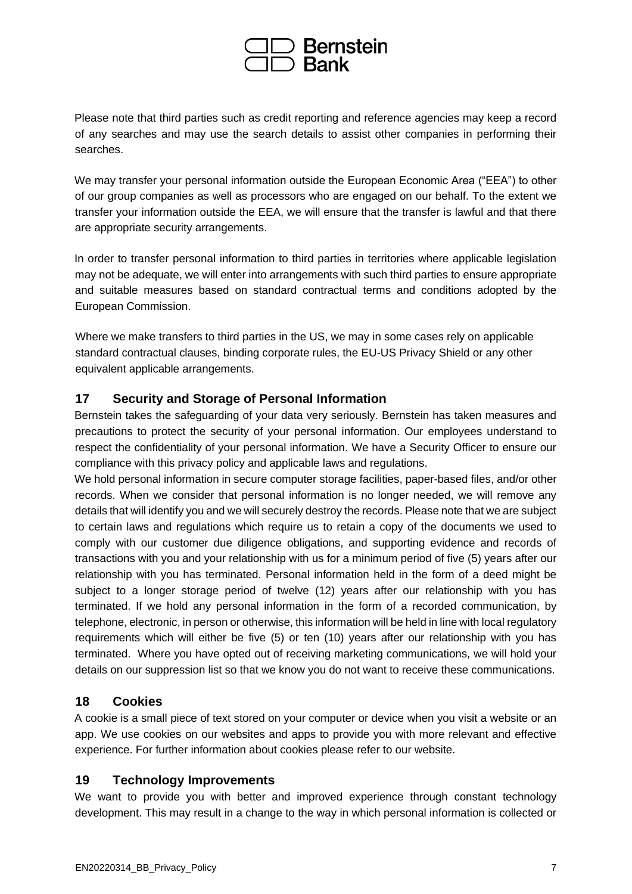Please note that third parties such as credit reporting and reference agencies may keep a record of any searches and may use the search details to assist other companies in performing their searches.

We may transfer your personal information outside the European Economic Area ("EEA") to other of our group companies as well as processors who are engaged on our behalf. To the extent we transfer your information outside the EEA, we will ensure that the transfer is lawful and that there are appropriate security arrangements.

In order to transfer personal information to third parties in territories where applicable legislation may not be adequate, we will enter into arrangements with such third parties to ensure appropriate and suitable measures based on standard contractual terms and conditions adopted by the European Commission.

Where we make transfers to third parties in the US, we may in some cases rely on applicable standard contractual clauses, binding corporate rules, the EU-US Privacy Shield or any other equivalent applicable arrangements.

## 17 Security and Storage of Personal Information

Bernstein takes the safeguarding of your data very seriously. Bernstein has taken measures and precautions to protect the security of your personal information. Our employees understand to respect the confidentiality of your personal information. We have a Security Officer to ensure our compliance with this privacy policy and applicable laws and regulations.

We hold personal information in secure computer storage facilities, paper-based files, and/or other records. When we consider that personal information is no longer needed, we will remove any details that will identify you and we will securely destroy the records. Please note that we are subject to certain laws and regulations which require us to retain a copy of the documents we used to comply with our customer due diligence obligations, and supporting evidence and records of transactions with you and your relationship with us for a minimum period of five (5) years after our relationship with you has terminated. Personal information held in the form of a deed might be subject to a longer storage period of twelve (12) years after our relationship with you has terminated. If we hold any personal information in the form of a recorded communication, by telephone, electronic, in person or otherwise, this information will be held in line with local regulatory requirements which will either be five (5) or ten (10) years after our relationship with you has terminated. Where you have opted out of receiving marketing communications, we will hold your details on our suppression list so that we know you do not want to receive these communications.

## 18 Cookies

A cookie is a small piece of text stored on your computer or device when you visit a website or an app. We use cookies on our websites and apps to provide you with more relevant and effective experience. For further information about cookies please refer to our website.

## 19 Technology Improvements

We want to provide you with better and improved experience through constant technology development. This may result in a change to the way in which personal information is collected or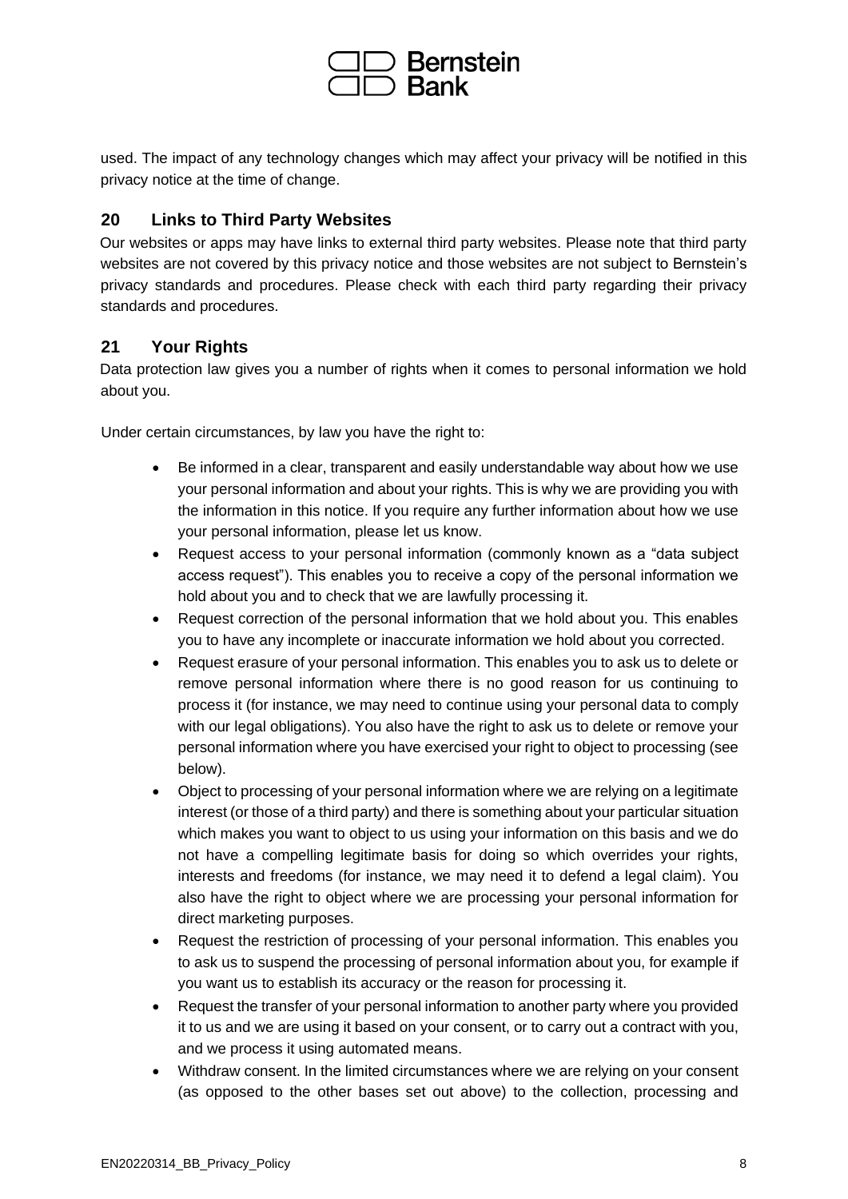used. The impact of any technology changes which may affect your privacy will be notified in this privacy notice at the time of change.

## 20 Links to Third Party Websites

Our websites or apps may have links to external third party websites. Please note that third party websites are not covered by this privacy notice and those websites are not subject to Bernstein's privacy standards and procedures. Please check with each third party regarding their privacy standards and procedures.

## 21 Your Rights

Data protection law gives you a number of rights when it comes to personal information we hold about you.

Under certain circumstances, by law you have the right to:

- Be informed in a clear, transparent and easily understandable way about how we use your personal information and about your rights. This is why we are providing you with the information in this notice. If you require any further information about how we use your personal information, please let us know.
- Request access to your personal information (commonly known as a "data subject access request"). This enables you to receive a copy of the personal information we hold about you and to check that we are lawfully processing it.
- Request correction of the personal information that we hold about you. This enables you to have any incomplete or inaccurate information we hold about you corrected.
- Request erasure of your personal information. This enables you to ask us to delete or remove personal information where there is no good reason for us continuing to process it (for instance, we may need to continue using your personal data to comply with our legal obligations). You also have the right to ask us to delete or remove your personal information where you have exercised your right to object to processing (see below).
- Object to processing of your personal information where we are relying on a legitimate interest (or those of a third party) and there is something about your particular situation which makes you want to object to us using your information on this basis and we do not have a compelling legitimate basis for doing so which overrides your rights, interests and freedoms (for instance, we may need it to defend a legal claim). You also have the right to object where we are processing your personal information for direct marketing purposes.
- Request the restriction of processing of your personal information. This enables you to ask us to suspend the processing of personal information about you, for example if you want us to establish its accuracy or the reason for processing it.
- Request the transfer of your personal information to another party where you provided it to us and we are using it based on your consent, or to carry out a contract with you, and we process it using automated means.
- Withdraw consent. In the limited circumstances where we are relying on your consent (as opposed to the other bases set out above) to the collection, processing and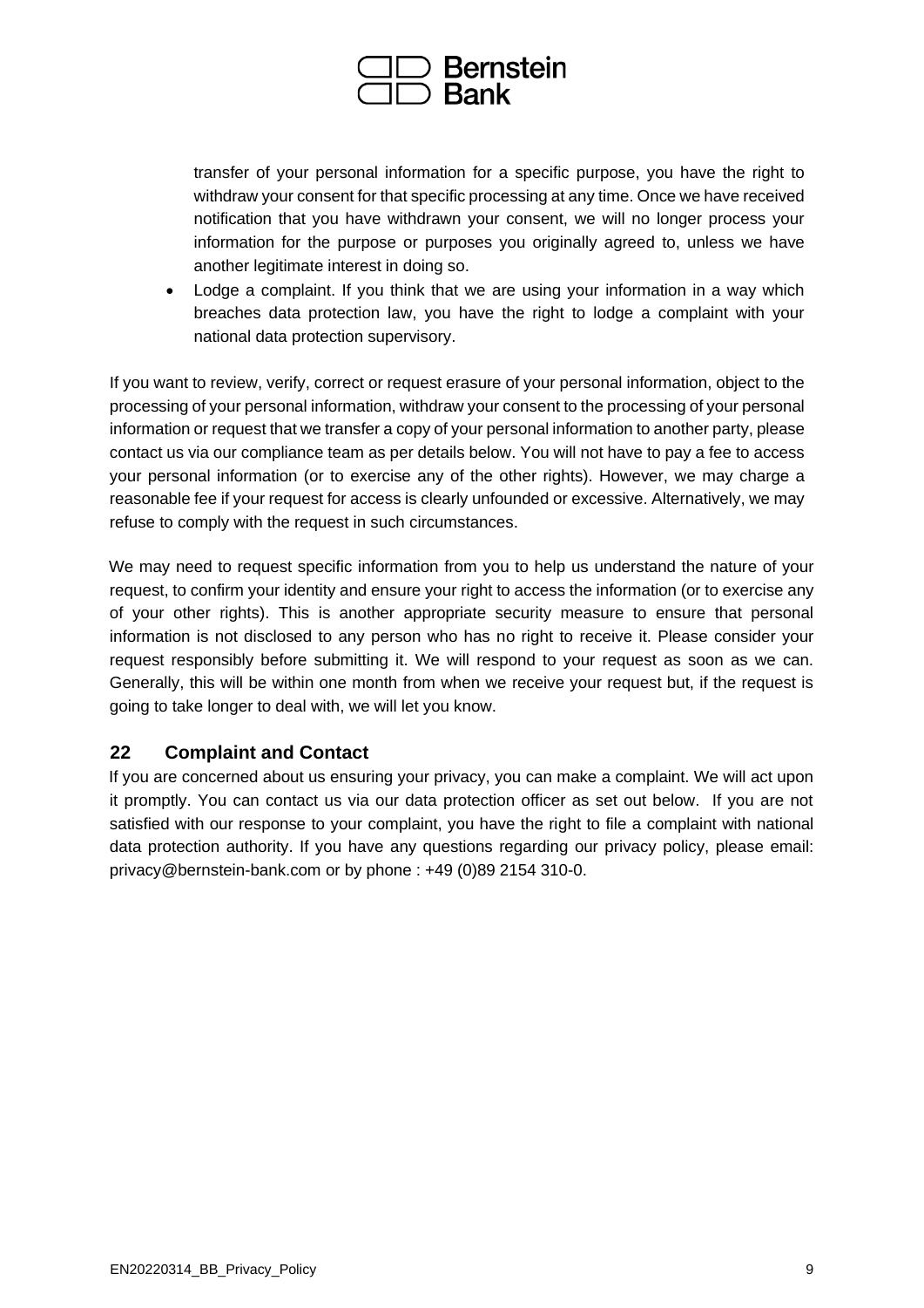transfer of your personal information for a specific purpose, you have the right to withdraw your consent for that specific processing at any time. Once we have received notification that you have withdrawn your consent, we will no longer process your information for the purpose or purposes you originally agreed to, unless we have another legitimate interest in doing so.

- Lodge a complaint. If you think that we are using your information in a way which breaches data protection law, you have the right to lodge a complaint with your national data protection supervisory.

If you want to review, verify, correct or request erasure of your personal information, object to the processing of your personal information, withdraw your consent to the processing of your personal information or request that we transfer a copy of your personal information to another party, please contact us via our compliance team as per details below. You will not have to pay a fee to access your personal information (or to exercise any of the other rights). However, we may charge a reasonable fee if your request for access is clearly unfounded or excessive. Alternatively, we may refuse to comply with the request in such circumstances.

We may need to request specific information from you to help us understand the nature of your request, to confirm your identity and ensure your right to access the information (or to exercise any of your other rights). This is another appropriate security measure to ensure that personal information is not disclosed to any person who has no right to receive it. Please consider your request responsibly before submitting it. We will respond to your request as soon as we can. Generally, this will be within one month from when we receive your request but, if the request is going to take longer to deal with, we will let you know.

## 22 Complaint and Contact

If you are concerned about us ensuring your privacy, you can make a complaint. We will act upon it promptly. You can contact us via our data protection officer as set out below. If you are not satisfied with our response to your complaint, you have the right to file a complaint with national data protection authority. If you have any questions regarding our privacy policy, please email: privacy@bernstein-bank.com or by phone : +49 (0)89 2154 310-0.